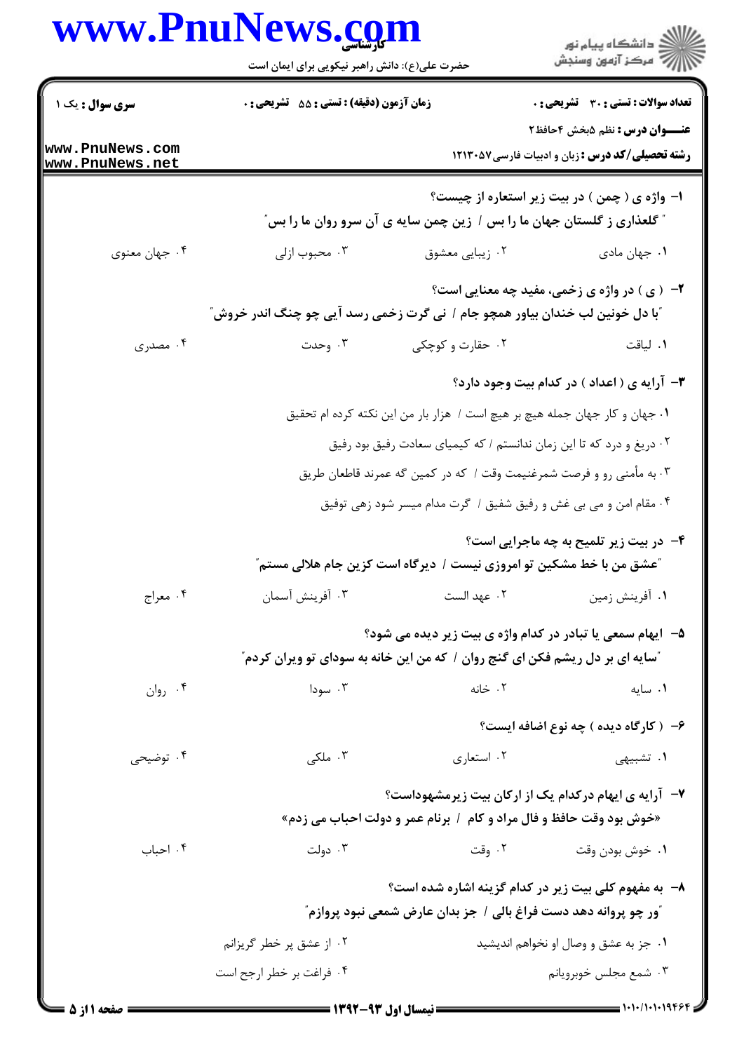سری سوال : یک ۱

زمان آزمون (دقیقه) : تستی : ۵۵   تشریحی : ۰

تعداد سوالات : تستی : ۳۰   تشریحی : ۰

عنـــوان درس : نظم ۵بخش ۴حافظ۲

رشته تحصیلی/کد درس : زبان و ادبیات فارسی ۱۲۱۳۰۵۷

۱- واژه ی ( چمن ) در بیت زیر استعاره از چیست؟

" گلعذاری ز گلستان جهان ما را بس / زین چمن سایه ی آن سرو روان ما را بس"

۱. جهان مادی
۲. زیبایی معشوق
۳. محبوب ازلی
۴. جهان معنوی

۲- ( ی ) در واژه ی زخمی، مفید چه معنایی است؟

"با دل خونین لب خندان بیاور همچو جام / نی گرت زخمی رسد آیی چو چنگ اندر خروش"

۱. لیاقت
۲. حقارت و کوچکی
۳. وحدت
۴. مصدری

۳- آرایه ی ( اعداد ) در کدام بیت وجود دارد؟

۱. جهان و کار جهان جمله هیچ بر هیچ است / هزار بار من این نکته کرده ام تحقیق
۲. دریغ و درد که تا این زمان ندانستم / که کیمیای سعادت رفیق بود رفیق
۳. به مأمنی رو و فرصت شمرغنیمت وقت / که در کمین گه عمرند قاطعان طریق
۴. مقام امن و می بی غش و رفیق شفیق / گرت مدام میسر شود زهی توفیق

۴- در بیت زیر تلمیح به چه ماجرایی است؟

"عشق من با خط مشکین تو امروزی نیست / دیرگاه است کزین جام هلالی مستم"

۱. آفرینش زمین
۲. عهد الست
۳. آفرینش آسمان
۴. معراج

۵- ایهام سمعی یا تبادر در کدام واژه ی بیت زیر دیده می شود؟

"سایه ای بر دل ریشم فکن ای گنج روان / که من این خانه به سودای تو ویران کردم"

۱. سایه
۲. خانه
۳. سودا
۴. روان

۶- ( کارگاه دیده ) چه نوع اضافه ایست؟

۱. تشبیهی
۲. استعاری
۳. ملکی
۴. توضیحی

۷- آرایه ی ایهام درکدام یک از ارکان بیت زیرمشهوداست؟

«خوش بود وقت حافظ و فال مراد و کام / برنام عمر و دولت احباب می زدم»

۱. خوش بودن وقت
۲. وقت
۳. دولت
۴. احباب

۸- به مفهوم کلی بیت زیر در کدام گزینه اشاره شده است؟

"ور چو پروانه دهد دست فراغ بالی / جز بدان عارض شمعی نبود پروازم"

۱. جز به عشق و وصال او نخواهم اندیشید
۲. از عشق پر خطر گریزانم
۳. شمع مجلس خوبرویانم
۴. فراغت بر خطر ارجح است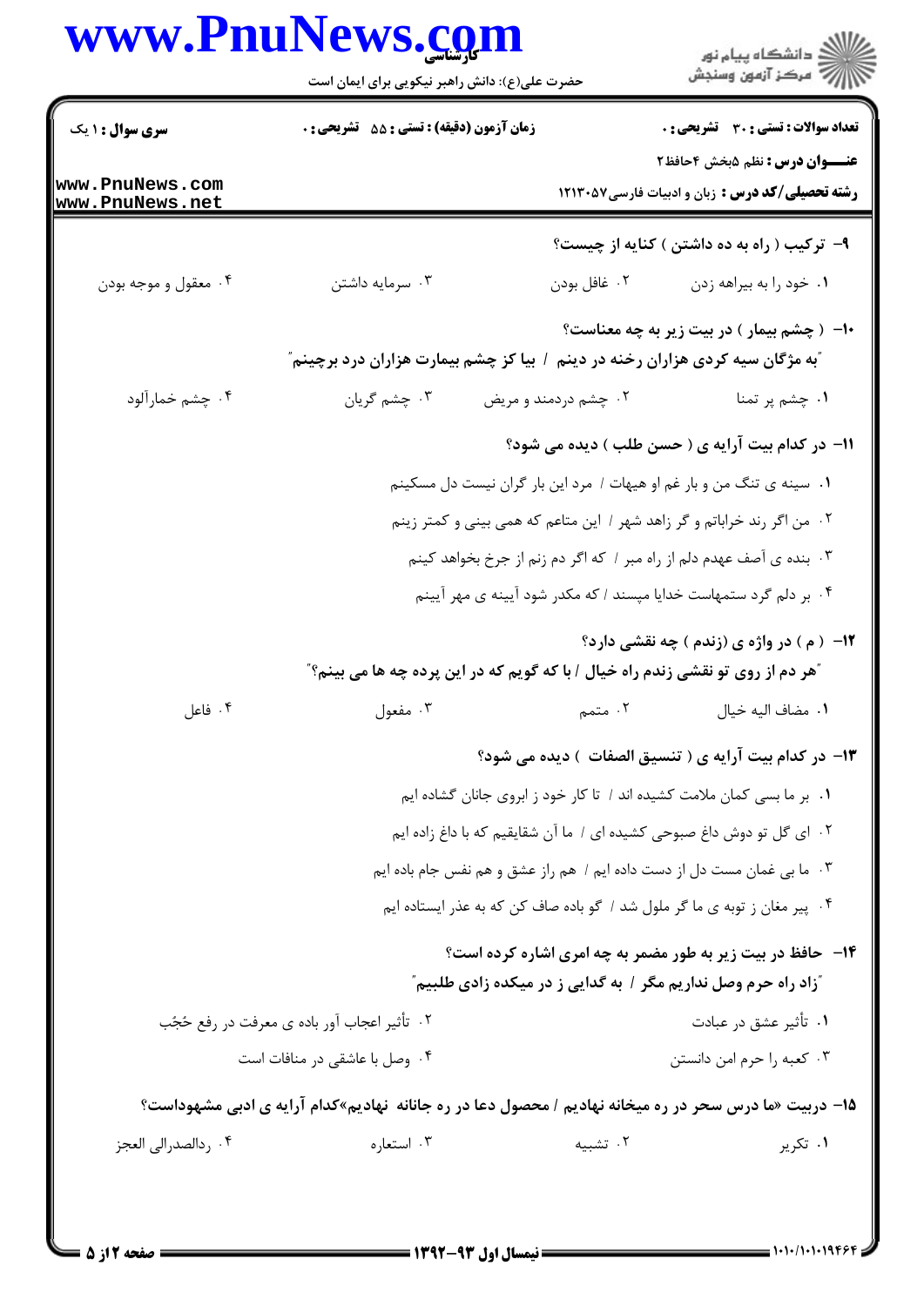۹- ترکیب ( راه به ده داشتن ) کنایه از چیست؟

۱. خود را به بیراهه زدن
۲. غافل بودن
۳. سرمایه داشتن
۴. معقول و موجه بودن

۱۰- ( چشم بیمار ) در بیت زیر به چه معناست؟

"به مژگان سیه کردی هزاران رخنه در دینم / بیا کز چشم بیمارت هزاران درد برچینم"

۱. چشم پر تمنا
۲. چشم دردمند و مریض
۳. چشم گریان
۴. چشم خمارآلود

۱۱- در کدام بیت آرایه ی ( حسن طلب ) دیده می شود؟

۱. سینه ی تنگ من و بار غم او هیهات / مرد این بار گران نیست دل مسکینم
۲. من اگر رند خراباتم و گر زاهد شهر / این متاعم که همی بینی و کمتر زینم
۳. بنده ی آصف عهدم دلم از راه مبر / که اگر دم زنم از چرخ بخواهد کینم
۴. بر دلم گرد ستمهاست خدایا مپسند / که مکدر شود آیینه ی مهر آیینم

۱۲- ( م ) در واژه ی (زندم ) چه نقشی دارد؟

"هر دم از روی تو نقشی زندم راه خیال / با که گویم که در این پرده چه ها می بینم؟"

۱. مضاف الیه خیال
۲. متمم
۳. مفعول
۴. فاعل

۱۳- در کدام بیت آرایه ی ( تنسیق الصفات ) دیده می شود؟

۱. بر ما بسی کمان ملامت کشیده اند / تا کار خود ز ابروی جانان گشاده ایم
۲. ای گل تو دوش داغ صبوحی کشیده ای / ما آن شقایقیم که با داغ زاده ایم
۳. ما بی غمان مست دل از دست داده ایم / هم راز عشق و هم نفس جام باده ایم
۴. پیر مغان ز توبه ی ما گر ملول شد / گو باده صاف کن که به عذر ایستاده ایم

۱۴- حافظ در بیت زیر به طور مضمر به چه امری اشاره کرده است؟

"زاد راه حرم وصل نداریم مگر / به گدایی ز در میکده زادی طلبیم"

۱. تأثیر عشق در عبادت
۲. تأثیر اعجاب آور باده ی معرفت در رفع حُجُب
۳. کعبه را حرم امن دانستن
۴. وصل با عاشقی در منافات است

۱۵- دربیت «ما درس سحر در ره میخانه نهادیم / محصول دعا در ره جانانه نهادیم»کدام آرایه ی ادبی مشهوداست؟

۱. تکریر
۲. تشبیه
۳. استعاره
۴. ردالصدرالی العجز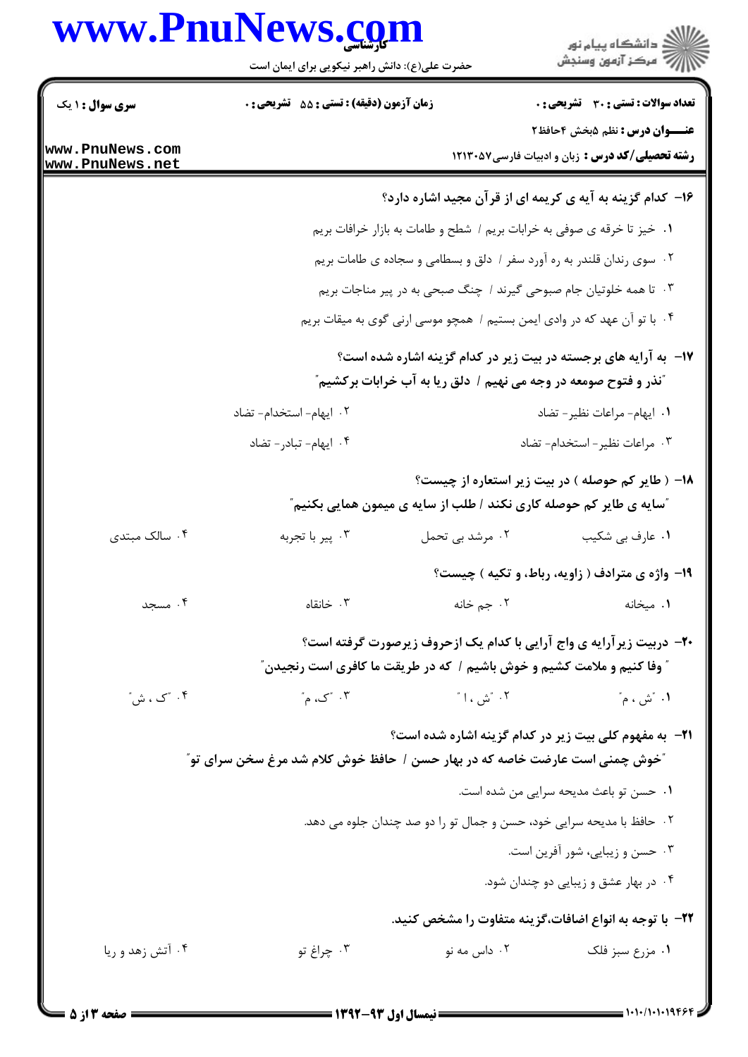**۱۶- کدام گزینه به آیه ی کریمه ای از قرآن مجید اشاره دارد؟**

۱. خیز تا خرقه ی صوفی به خرابات بریم / شطح و طامات به بازار خرافات بریم

۲. سوی رندان قلندر به ره آورد سفر / دلق و بسطامی و سجاده ی طامات بریم

۳. تا همه خلوتیان جام صبوحی گیرند / چنگ صبحی به در پیر مناجات بریم

۴. با تو آن عهد که در وادی ایمن بستیم / همچو موسی ارنی گوی به میقات بریم

**۱۷- به آرایه های برجسته در بیت زیر در کدام گزینه اشاره شده است؟**

**"نذر و فتوح صومعه در وجه می نهیم / دلق ریا به آب خرابات برکشیم"**

۱. ایهام- مراعات نظیر- تضاد

۲. ایهام- استخدام- تضاد

۳. مراعات نظیر- استخدام- تضاد

۴. ایهام- تبادر- تضاد

**۱۸- ( طایر کم حوصله ) در بیت زیر استعاره از چیست؟**

**"سایه ی طایر کم حوصله کاری نکند / طلب از سایه ی میمون همایی بکنیم"**

۱. عارف بی شکیب

۲. مرشد بی تحمل

۳. پیر با تجربه

۴. سالک مبتدی

**۱۹- واژه ی مترادف ( زاویه، رباط، و تکیه ) چیست؟**

۱. میخانه

۲. جم خانه

۳. خانقاه

۴. مسجد

**۲۰- دربیت زیرآرایه ی واج آرایی با کدام یک ازحروف زیرصورت گرفته است؟**

**" وفا کنیم و ملامت کشیم و خوش باشیم / که در طریقت ما کافری است رنجیدن"**

۱. "ش ، م"

۲. "ش ، ا "

۳. "ک، م"

۴. "ک ، ش"

**۲۱- به مفهوم کلی بیت زیر در کدام گزینه اشاره شده است؟**

**"خوش چمنی است عارضت خاصه که در بهار حسن / حافظ خوش کلام شد مرغ سخن سرای تو"**

۱. حسن تو باعث مدیحه سرایی من شده است.

۲. حافظ با مدیحه سرایی خود، حسن و جمال تو را دو صد چندان جلوه می دهد.

۳. حسن و زیبایی، شور آفرین است.

۴. در بهار عشق و زیبایی دو چندان شود.

**۲۲- با توجه به انواع اضافات،گزینه متفاوت را مشخص کنید.**

۱. مزرع سبز فلک

۲. داس مه نو

۳. چراغ تو

۴. آتش زهد و ریا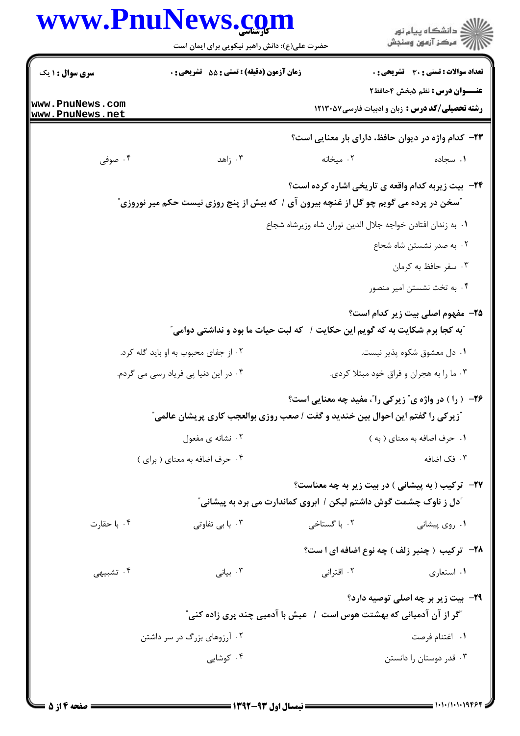**۲۳- کدام واژه در دیوان حافظ، دارای بار معنایی است؟**

۱. سجاده ۲. میخانه ۳. زاهد ۴. صوفی

**۲۴- بیت زیربه کدام واقعه ی تاریخی اشاره کرده است؟**

"سخن در پرده می گویم چو گل از غنچه بیرون آی / که بیش از پنج روزی نیست حکم میر نوروزی"

۱. به زندان افتادن خواجه جلال الدین توران شاه وزیرشاه شجاع

۲. به صدر نشستن شاه شجاع

۳. سفر حافظ به کرمان

۴. به تخت نشستن امیر منصور

**۲۵- مفهوم اصلی بیت زیر کدام است؟**

"به کجا برم شکایت به که گویم این حکایت / که لبت حیات ما بود و نداشتی دوامی"

۱. دل معشوق شکوه پذیر نیست.

۲. از جفای محبوب به او باید گله کرد.

۳. ما را به هجران و فراق خود مبتلا کردی.

۴. در این دنیا پی فریاد رسی می گردم.

**۲۶- ( را ) در واژه ی" زیرکی را"، مفید چه معنایی است؟**

"زیرکی را گفتم این احوال بین خندید و گفت / صعب روزی بوالعجب کاری پریشان عالمی"

۱. حرف اضافه به معنای ( به )

۲. نشانه ی مفعول

۳. فک اضافه

۴. حرف اضافه به معنای ( برای )

**۲۷- ترکیب ( به پیشانی ) در بیت زیر به چه معناست؟**

"دل ز ناوک چشمت گوش داشتم لیکن / ابروی کماندارت می برد به پیشانی"

۱. روی پیشانی ۲. با گستاخی ۳. با بی تفاوتی ۴. با حقارت

**۲۸- ترکیب ( چنبر زلف ) چه نوع اضافه ای ا ست؟**

۱. استعاری ۲. اقترانی ۳. بیانی ۴. تشبیهی

**۲۹- بیت زیر بر چه اصلی توصیه دارد؟**

"گر از آن آدمیانی که بهشتت هوس است / عیش با آدمیی چند پری زاده کنی"

۱. اغتنام فرصت

۲. آرزوهای بزرگ در سر داشتن

۳. قدر دوستان را دانستن

۴. کوشایی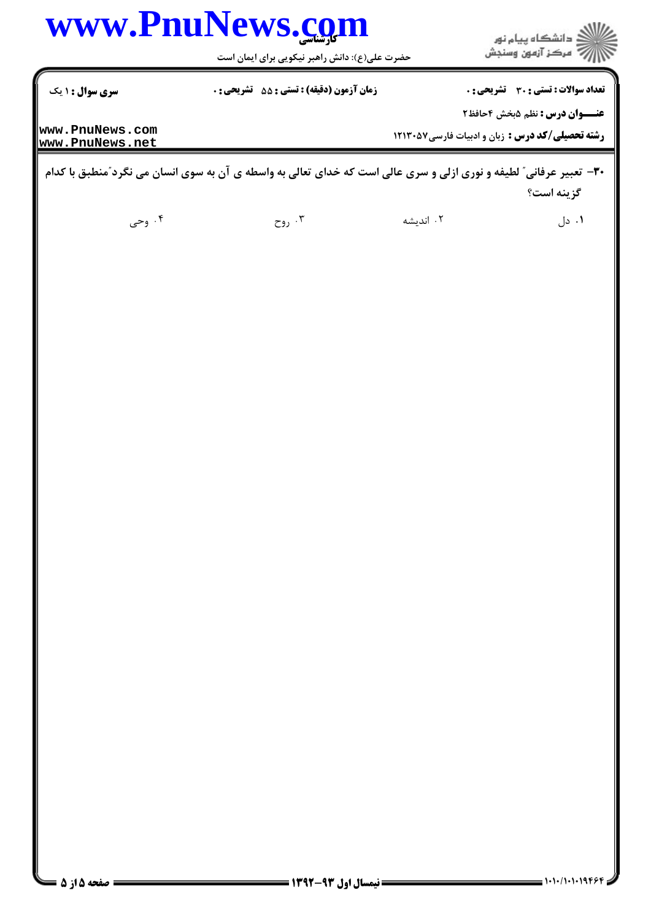**۳۰-** تعبیر عرفانی" لطیفه و نوری ازلی و سری عالی است که خدای تعالی به واسطه ی آن به سوی انسان می نگرد"منطبق با کدام گزینه است؟

۱. دل

۲. اندیشه

۳. روح

۴. وحی